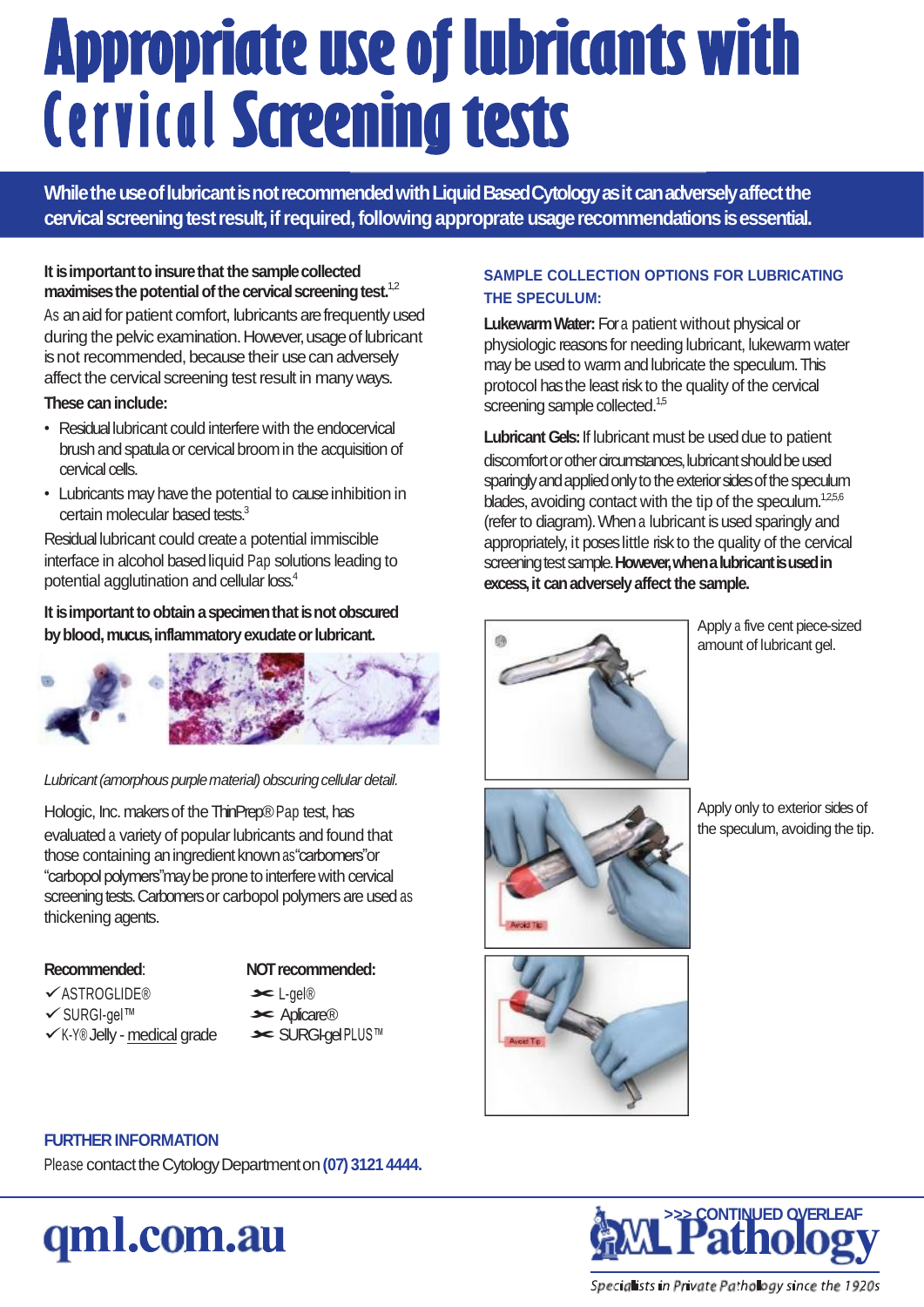# Appropriate use of lubricants with Cervical Screening tests

**While the use of lubricant is not recommended with Liquid Based Cytology as it can adversely affect the cervical screening test result, if required, following appropriate usage recommendations is essential.**

**It is important to insure that the sample collected maximises the potential of the cervical screening test.**[1,2]

As an aid for patient comfort, lubricants are frequently used during the pelvic examination. However, usage of lubricant is not recommended, because their use can adversely affect the cervical screening test result in many ways.

**These can include:**

- Residual lubricant could interfere with the endocervical brush and spatula or cervical broom in the acquisition of cervical cells.
- Lubricants may have the potential to cause inhibition in certain molecular based tests.[3]

Residual lubricant could create a potential immiscible interface in alcohol based liquid Pap solutions leading to potential agglutination and cellular loss.[4]

**It is important to obtain a specimen that is not obscured by blood, mucus, inflammatory exudate or lubricant.**

*Lubricant (amorphous purple material) obscuring cellular detail.*

Hologic, Inc. makers of the ThinPrep® Pap test, has evaluated a variety of popular lubricants and found that those containing an ingredient known as "carbomers" or "carbopol polymers" may be prone to interfere with cervical screening tests. Carbomers or carbopol polymers are used as thickening agents.

| **Recommended:** | **NOT recommended:** |
| --- | --- |
| ✓ ASTROGLIDE® | ✂ L-gel® |
| ✓ SURGI-gel™ | ✂ Aplicare® |
| ✓ K-Y® Jelly - medical grade | ✂ SURGI-gel PLUS™ |

### SAMPLE COLLECTION OPTIONS FOR LUBRICATING THE SPECULUM:

**Lukewarm Water:** For a patient without physical or physiologic reasons for needing lubricant, lukewarm water may be used to warm and lubricate the speculum. This protocol has the least risk to the quality of the cervical screening sample collected.[1,5]

**Lubricant Gels:** If lubricant must be used due to patient discomfort or other circumstances, lubricant should be used sparingly and applied only to the exterior sides of the speculum blades, avoiding contact with the tip of the speculum.[1,2,5,6] (refer to diagram). When a lubricant is used sparingly and appropriately, it poses little risk to the quality of the cervical screening test sample. **However, when a lubricant is used in excess, it can adversely affect the sample.**

Apply a five cent piece-sized amount of lubricant gel.

Apply only to exterior sides of the speculum, avoiding the tip.

Avoid Tip

Avoid Tip

### FURTHER INFORMATION

Please contact the Cytology Department on **(07) 3121 4444.**

qml.com.au

>>> CONTINUED OVERLEAF

QML Pathology

Specialists in Private Pathology since the 1920s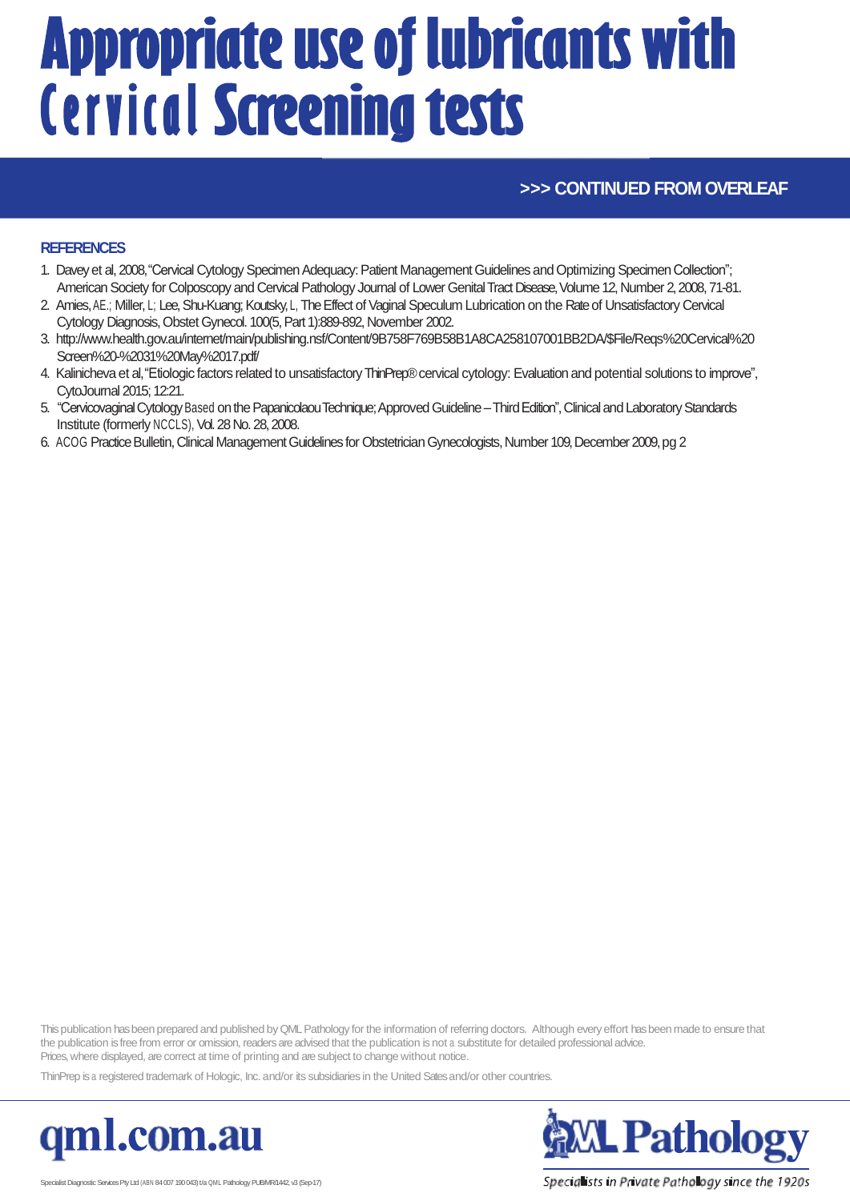# Appropriate use of lubricants with Cervical Screening tests

**>>> CONTINUED FROM OVERLEAF**

## REFERENCES

1. Davey et al, 2008, "Cervical Cytology Specimen Adequacy: Patient Management Guidelines and Optimizing Specimen Collection"; American Society for Colposcopy and Cervical Pathology Journal of Lower Genital Tract Disease, Volume 12, Number 2, 2008, 71-81.
2. Amies, AE.; Miller, L; Lee, Shu-Kuang; Koutsky, L, The Effect of Vaginal Speculum Lubrication on the Rate of Unsatisfactory Cervical Cytology Diagnosis, Obstet Gynecol. 100(5, Part 1):889-892, November 2002.
3. http://www.health.gov.au/internet/main/publishing.nsf/Content/9B758F769B58B1A8CA258107001BB2DA/$File/Reqs%20Cervical%20Screen%20-%2031%20May%2017.pdf/
4. Kalinicheva et al, "Etiologic factors related to unsatisfactory ThinPrep® cervical cytology: Evaluation and potential solutions to improve", CytoJournal 2015; 12:21.
5. "Cervicovaginal Cytology Based on the Papanicolaou Technique; Approved Guideline – Third Edition", Clinical and Laboratory Standards Institute (formerly NCCLS), Vol. 28 No. 28, 2008.
6. ACOG Practice Bulletin, Clinical Management Guidelines for Obstetrician Gynecologists, Number 109, December 2009, pg 2

This publication has been prepared and published by QML Pathology for the information of referring doctors. Although every effort has been made to ensure that the publication is free from error or omission, readers are advised that the publication is not a substitute for detailed professional advice. Prices, where displayed, are correct at time of printing and are subject to change without notice.

ThinPrep is a registered trademark of Hologic, Inc. and/or its subsidiaries in the United Sates and/or other countries.

qml.com.au

QML Pathology

Specialists in Private Pathology since the 1920s

Specialist Diagnostic Services Pty Ltd (ABN 84 007 190 043) t/a QML Pathology PUB/MR/1442, v3 (Sep-17)